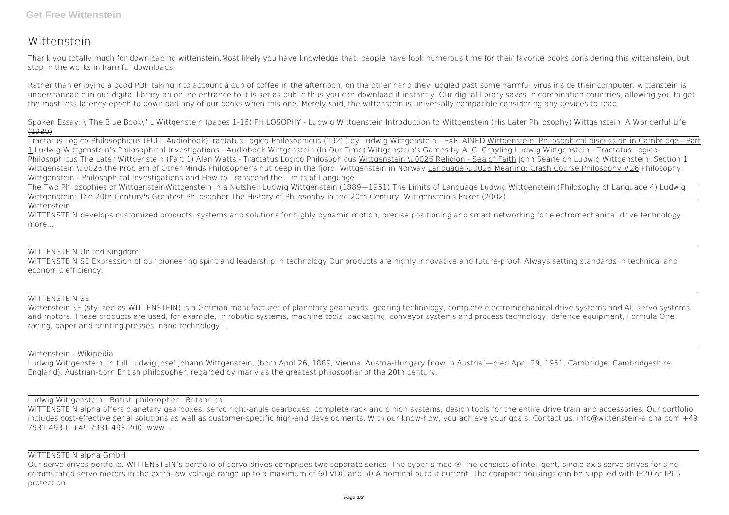# Wittenstein

Thank you totally much for downloading wittenstein.Most likely you have knowledge that, people have look numerous time for their favorite books considering this wittenstein, but stop in the works in harmful downloads.

Rather than enjoying a good PDF taking into account a cup of coffee in the afternoon, on the other hand they juggled past some harmful virus inside their computer. wittenstein is understandable in our digital library an online entrance to it is set as public thus you can download it instantly. Our digital library saves in combination countries, allowing you to get the most less latency epoch to download any of our books when this one. Merely said, the wittenstein is universally compatible considering any devices to read.

Spoken Essay: \"The Blue Book\" L Wittgenstein (pages 1-16) PHILOSOPHY - Ludwig Wittgenstein Introduction to Wittgenstein (His Later Philosophy) Wittgenstein: A Wonderful Life (1989)

Tractatus Logico-Philosophicus (FULL Audiobook)Tractatus Logico-Philosophicus (1921) by Ludwig Wittgenstein - EXPLAINED Wittgenstein: Philosophical discussion in Cambridge - Part 1 Ludwig Wittgenstein's Philosophical Investigations - Audiobook Wittgenstein (In Our Time) Wittgenstein's Games by A. C. Grayling Ludwig Wittgenstein - Tractatus Logico-Philosophicus The Later Wittgenstein (Part 1) Alan Watts - Tractatus Logico Philosophicus Wittgenstein \u0026 Religion - Sea of Faith John Searle on Ludwig Wittgenstein: Section 1 Wittgenstein \u0026 the Problem of Other Minds Philosopher's hut deep in the fjord: Wittgenstein in Norway Language \u0026 Meaning: Crash Course Philosophy #26 Philosophy: Wittgenstein - Philosophical Investigations and How to Transcend the Limits of Language

The Two Philosophies of WittgensteinWittgenstein in a Nutshell Ludwig Wittgenstein (1889—1951) The Limits of Language Ludwig Wittgenstein (Philosophy of Language 4) Ludwig Wittgenstein: The 20th Century's Greatest Philosopher The History of Philosophy in the 20th Century: Wittgenstein's Poker (2002)

Wittenstein

WITTENSTEIN develops customized products, systems and solutions for highly dynamic motion, precise positioning and smart networking for electromechanical drive technology. more...

WITTENSTEIN United Kingdom

WITTENSTEIN SE Expression of our pioneering spirit and leadership in technology Our products are highly innovative and future-proof. Always setting standards in technical and economic efficiency.

WITTENSTEIN SE

Wittenstein SE (stylized as WITTENSTEIN) is a German manufacturer of planetary gearheads, gearing technology, complete electromechanical drive systems and AC servo systems and motors. These products are used, for example, in robotic systems, machine tools, packaging, conveyor systems and process technology, defence equipment, Formula One racing, paper and printing presses, nano technology ...

Wittenstein - Wikipedia

Ludwig Wittgenstein, in full Ludwig Josef Johann Wittgenstein, (born April 26, 1889, Vienna, Austria-Hungary [now in Austria]—died April 29, 1951, Cambridge, Cambridgeshire, England), Austrian-born British philosopher, regarded by many as the greatest philosopher of the 20th century.

Ludwig Wittgenstein | British philosopher | Britannica

WITTENSTEIN alpha offers planetary gearboxes, servo right-angle gearboxes, complete rack and pinion systems, design tools for the entire drive train and accessories. Our portfolio includes cost-effective serial solutions as well as customer-specific high-end developments. With our know-how, you achieve your goals. Contact us. info@wittenstein-alpha.com +49 7931 493-0 +49 7931 493-200. www ...

WITTENSTEIN alpha GmbH

Our servo drives portfolio. WITTENSTEIN's portfolio of servo drives comprises two separate series. The cyber simco ® line consists of intelligent, single-axis servo drives for sine-commutated servo motors in the extra-low voltage range up to a maximum of 60 VDC and 50 A nominal output current. The compact housings can be supplied with IP20 or IP65 protection.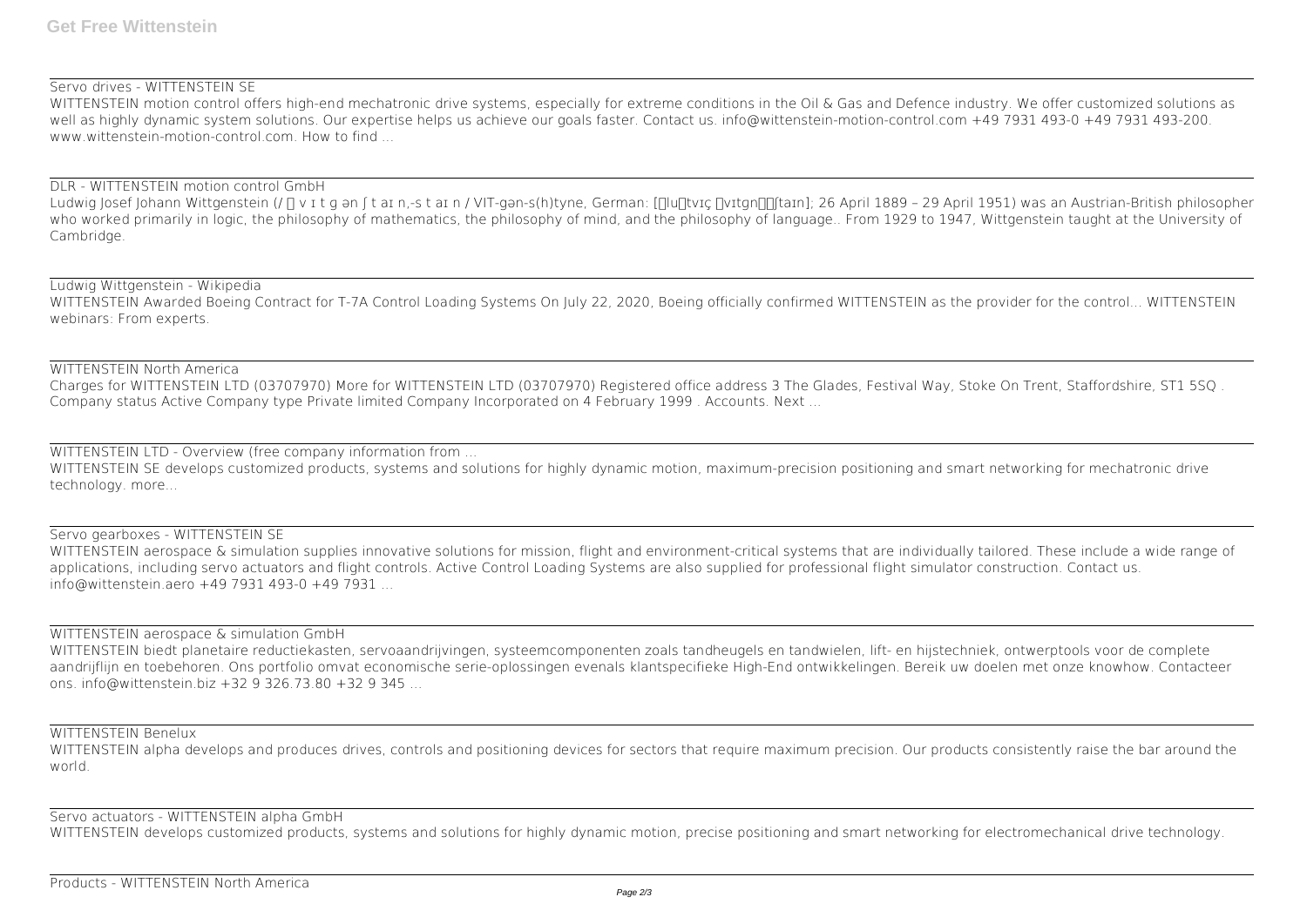Servo drives - WITTENSTEIN SE

WITTENSTEIN motion control offers high-end mechatronic drive systems, especially for extreme conditions in the Oil & Gas and Defence industry. We offer customized solutions as well as highly dynamic system solutions. Our expertise helps us achieve our goals faster. Contact us. info@wittenstein-motion-control.com +49 7931 493-0 +49 7931 493-200. www.wittenstein-motion-control.com. How to find ...

DLR - WITTENSTEIN motion control GmbH

Ludwig Josef Johann Wittgenstein (/ ˈ v ɪ t g ən ʃ t aɪ n,-s t aɪ n / VIT-gən-s(h)tyne, German: [ˈluːtvɪç ˈvɪtgn̩ˌʃtaɪn]; 26 April 1889 – 29 April 1951) was an Austrian-British philosopher who worked primarily in logic, the philosophy of mathematics, the philosophy of mind, and the philosophy of language.. From 1929 to 1947, Wittgenstein taught at the University of Cambridge.

Ludwig Wittgenstein - Wikipedia

WITTENSTEIN Awarded Boeing Contract for T-7A Control Loading Systems On July 22, 2020, Boeing officially confirmed WITTENSTEIN as the provider for the control... WITTENSTEIN webinars: From experts.

WITTENSTEIN North America

Charges for WITTENSTEIN LTD (03707970) More for WITTENSTEIN LTD (03707970) Registered office address 3 The Glades, Festival Way, Stoke On Trent, Staffordshire, ST1 5SQ . Company status Active Company type Private limited Company Incorporated on 4 February 1999 . Accounts. Next ...

WITTENSTEIN LTD - Overview (free company information from ...

WITTENSTEIN SE develops customized products, systems and solutions for highly dynamic motion, maximum-precision positioning and smart networking for mechatronic drive technology. more...

Servo gearboxes - WITTENSTEIN SE

WITTENSTEIN aerospace & simulation supplies innovative solutions for mission, flight and environment-critical systems that are individually tailored. These include a wide range of applications, including servo actuators and flight controls. Active Control Loading Systems are also supplied for professional flight simulator construction. Contact us. info@wittenstein.aero +49 7931 493-0 +49 7931 ...

WITTENSTEIN aerospace & simulation GmbH

WITTENSTEIN biedt planetaire reductiekasten, servoaandrijvingen, systeemcomponenten zoals tandheugels en tandwielen, lift- en hijstechniek, ontwerptools voor de complete aandrijflijn en toebehoren. Ons portfolio omvat economische serie-oplossingen evenals klantspecifieke High-End ontwikkelingen. Bereik uw doelen met onze knowhow. Contacteer ons. info@wittenstein.biz +32 9 326.73.80 +32 9 345 ...

WITTENSTEIN Benelux

WITTENSTEIN alpha develops and produces drives, controls and positioning devices for sectors that require maximum precision. Our products consistently raise the bar around the world.

Servo actuators - WITTENSTEIN alpha GmbH

WITTENSTEIN develops customized products, systems and solutions for highly dynamic motion, precise positioning and smart networking for electromechanical drive technology.

Products - WITTENSTEIN North America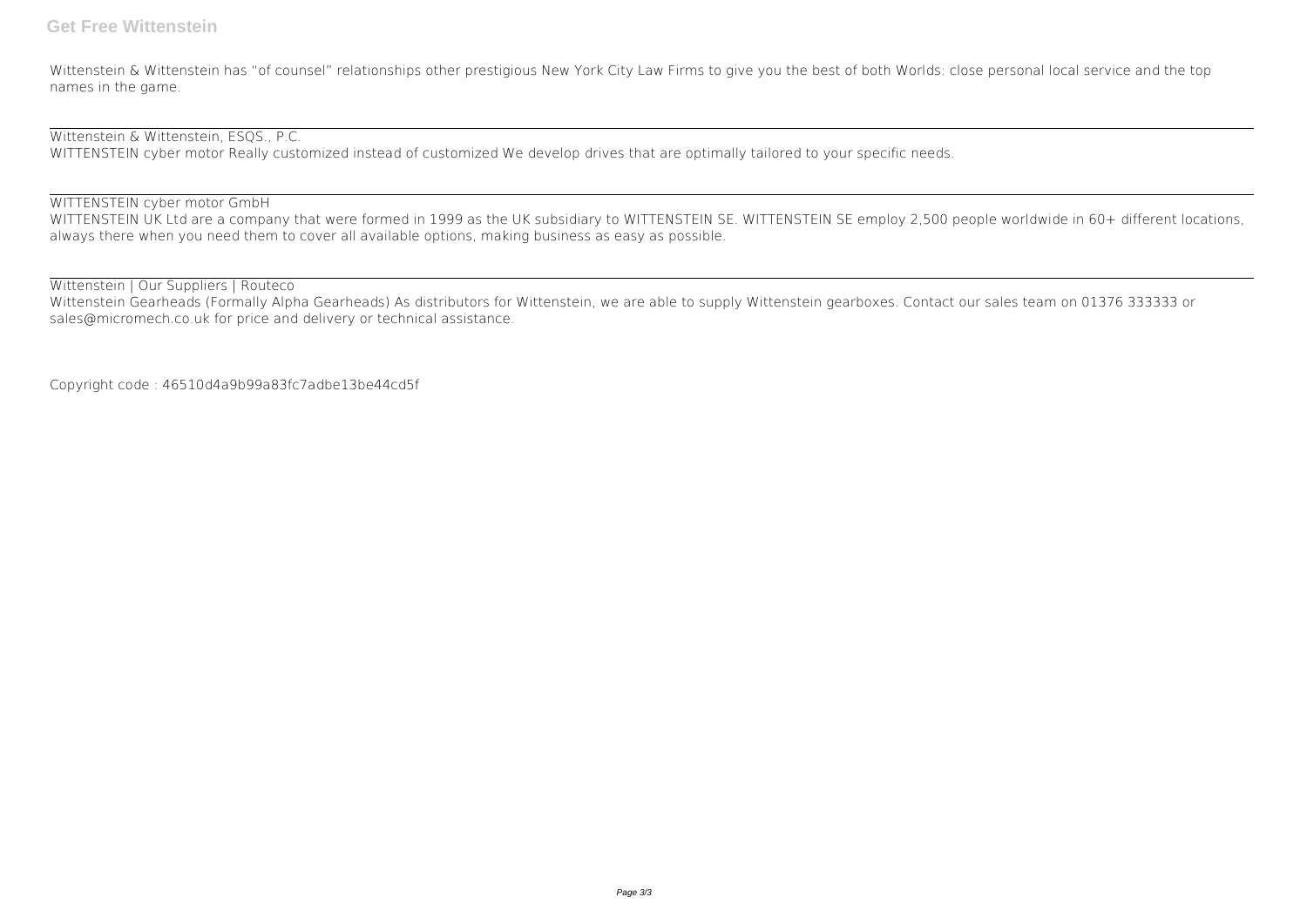Wittenstein & Wittenstein has "of counsel" relationships other prestigious New York City Law Firms to give you the best of both Worlds: close personal local service and the top names in the game.

---

Wittenstein & Wittenstein, ESQS., P.C.

WITTENSTEIN cyber motor Really customized instead of customized We develop drives that are optimally tailored to your specific needs.

---

WITTENSTEIN cyber motor GmbH

WITTENSTEIN UK Ltd are a company that were formed in 1999 as the UK subsidiary to WITTENSTEIN SE. WITTENSTEIN SE employ 2,500 people worldwide in 60+ different locations, always there when you need them to cover all available options, making business as easy as possible.

---

Wittenstein | Our Suppliers | Routeco

Wittenstein Gearheads (Formally Alpha Gearheads) As distributors for Wittenstein, we are able to supply Wittenstein gearboxes. Contact our sales team on 01376 333333 or sales@micromech.co.uk for price and delivery or technical assistance.

Copyright code : 46510d4a9b99a83fc7adbe13be44cd5f